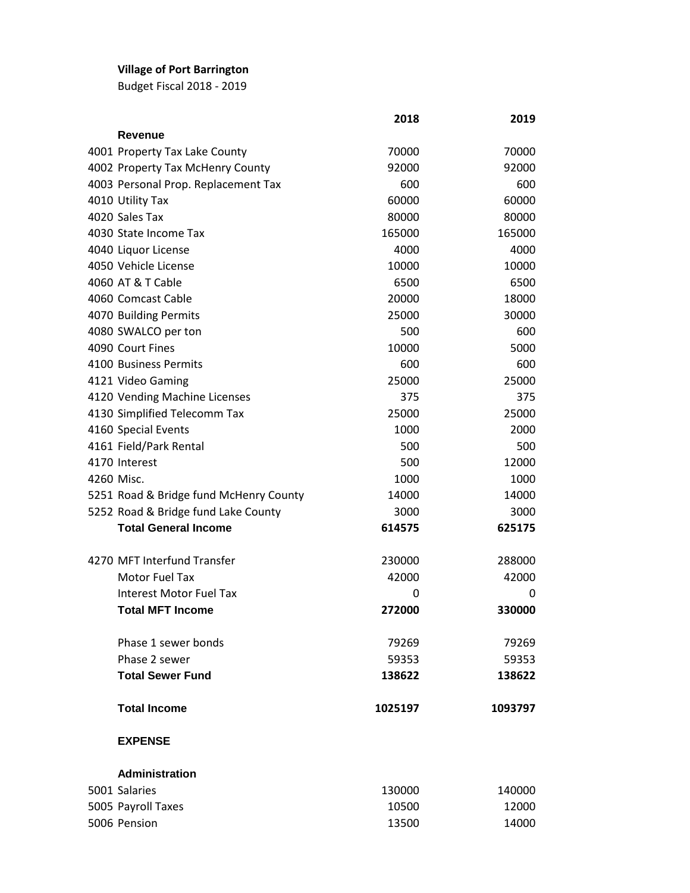**Village of Port Barrington**

Budget Fiscal 2018 - 2019

| | | 2018 | 2019 |
|---|---|---|---|
| | **Revenue** | | |
| 4001 | Property Tax Lake County | 70000 | 70000 |
| 4002 | Property Tax McHenry County | 92000 | 92000 |
| 4003 | Personal Prop. Replacement Tax | 600 | 600 |
| 4010 | Utility Tax | 60000 | 60000 |
| 4020 | Sales Tax | 80000 | 80000 |
| 4030 | State Income Tax | 165000 | 165000 |
| 4040 | Liquor License | 4000 | 4000 |
| 4050 | Vehicle License | 10000 | 10000 |
| 4060 | AT & T Cable | 6500 | 6500 |
| 4060 | Comcast Cable | 20000 | 18000 |
| 4070 | Building Permits | 25000 | 30000 |
| 4080 | SWALCO per ton | 500 | 600 |
| 4090 | Court Fines | 10000 | 5000 |
| 4100 | Business Permits | 600 | 600 |
| 4121 | Video Gaming | 25000 | 25000 |
| 4120 | Vending Machine Licenses | 375 | 375 |
| 4130 | Simplified Telecomm Tax | 25000 | 25000 |
| 4160 | Special Events | 1000 | 2000 |
| 4161 | Field/Park Rental | 500 | 500 |
| 4170 | Interest | 500 | 12000 |
| 4260 | Misc. | 1000 | 1000 |
| 5251 | Road & Bridge fund McHenry County | 14000 | 14000 |
| 5252 | Road & Bridge fund Lake County | 3000 | 3000 |
| | **Total General Income** | **614575** | **625175** |
| | | | |
| 4270 | MFT Interfund Transfer | 230000 | 288000 |
| | Motor Fuel Tax | 42000 | 42000 |
| | Interest Motor Fuel Tax | 0 | 0 |
| | **Total MFT Income** | **272000** | **330000** |
| | | | |
| | Phase 1 sewer bonds | 79269 | 79269 |
| | Phase 2 sewer | 59353 | 59353 |
| | **Total Sewer Fund** | **138622** | **138622** |
| | | | |
| | **Total Income** | **1025197** | **1093797** |
| | | | |
| | **EXPENSE** | | |
| | | | |
| | **Administration** | | |
| 5001 | Salaries | 130000 | 140000 |
| 5005 | Payroll Taxes | 10500 | 12000 |
| 5006 | Pension | 13500 | 14000 |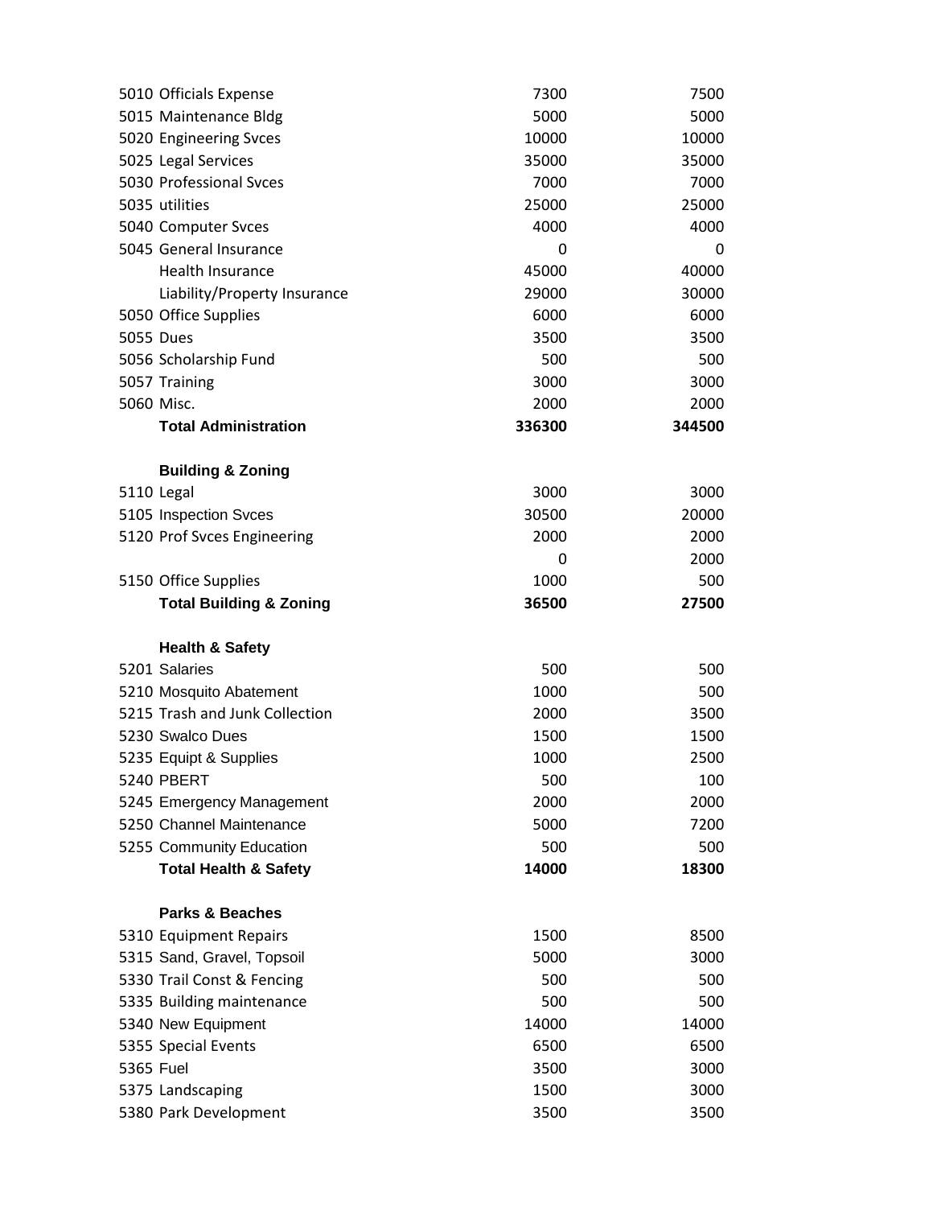| | | | |
|---|---|---|---|
| 5010 | Officials Expense | 7300 | 7500 |
| 5015 | Maintenance Bldg | 5000 | 5000 |
| 5020 | Engineering Svces | 10000 | 10000 |
| 5025 | Legal Services | 35000 | 35000 |
| 5030 | Professional Svces | 7000 | 7000 |
| 5035 | utilities | 25000 | 25000 |
| 5040 | Computer Svces | 4000 | 4000 |
| 5045 | General Insurance | 0 | 0 |
| | Health Insurance | 45000 | 40000 |
| | Liability/Property Insurance | 29000 | 30000 |
| 5050 | Office Supplies | 6000 | 6000 |
| 5055 | Dues | 3500 | 3500 |
| 5056 | Scholarship Fund | 500 | 500 |
| 5057 | Training | 3000 | 3000 |
| 5060 | Misc. | 2000 | 2000 |
| | **Total Administration** | **336300** | **344500** |
| | | | |
| | **Building & Zoning** | | |
| 5110 | Legal | 3000 | 3000 |
| 5105 | Inspection Svces | 30500 | 20000 |
| 5120 | Prof Svces Engineering | 2000 | 2000 |
| | | 0 | 2000 |
| 5150 | Office Supplies | 1000 | 500 |
| | **Total Building & Zoning** | **36500** | **27500** |
| | | | |
| | **Health & Safety** | | |
| 5201 | Salaries | 500 | 500 |
| 5210 | Mosquito Abatement | 1000 | 500 |
| 5215 | Trash and Junk Collection | 2000 | 3500 |
| 5230 | Swalco Dues | 1500 | 1500 |
| 5235 | Equipt & Supplies | 1000 | 2500 |
| 5240 | PBERT | 500 | 100 |
| 5245 | Emergency Management | 2000 | 2000 |
| 5250 | Channel Maintenance | 5000 | 7200 |
| 5255 | Community Education | 500 | 500 |
| | **Total Health & Safety** | **14000** | **18300** |
| | | | |
| | **Parks & Beaches** | | |
| 5310 | Equipment Repairs | 1500 | 8500 |
| 5315 | Sand, Gravel, Topsoil | 5000 | 3000 |
| 5330 | Trail Const & Fencing | 500 | 500 |
| 5335 | Building maintenance | 500 | 500 |
| 5340 | New Equipment | 14000 | 14000 |
| 5355 | Special Events | 6500 | 6500 |
| 5365 | Fuel | 3500 | 3000 |
| 5375 | Landscaping | 1500 | 3000 |
| 5380 | Park Development | 3500 | 3500 |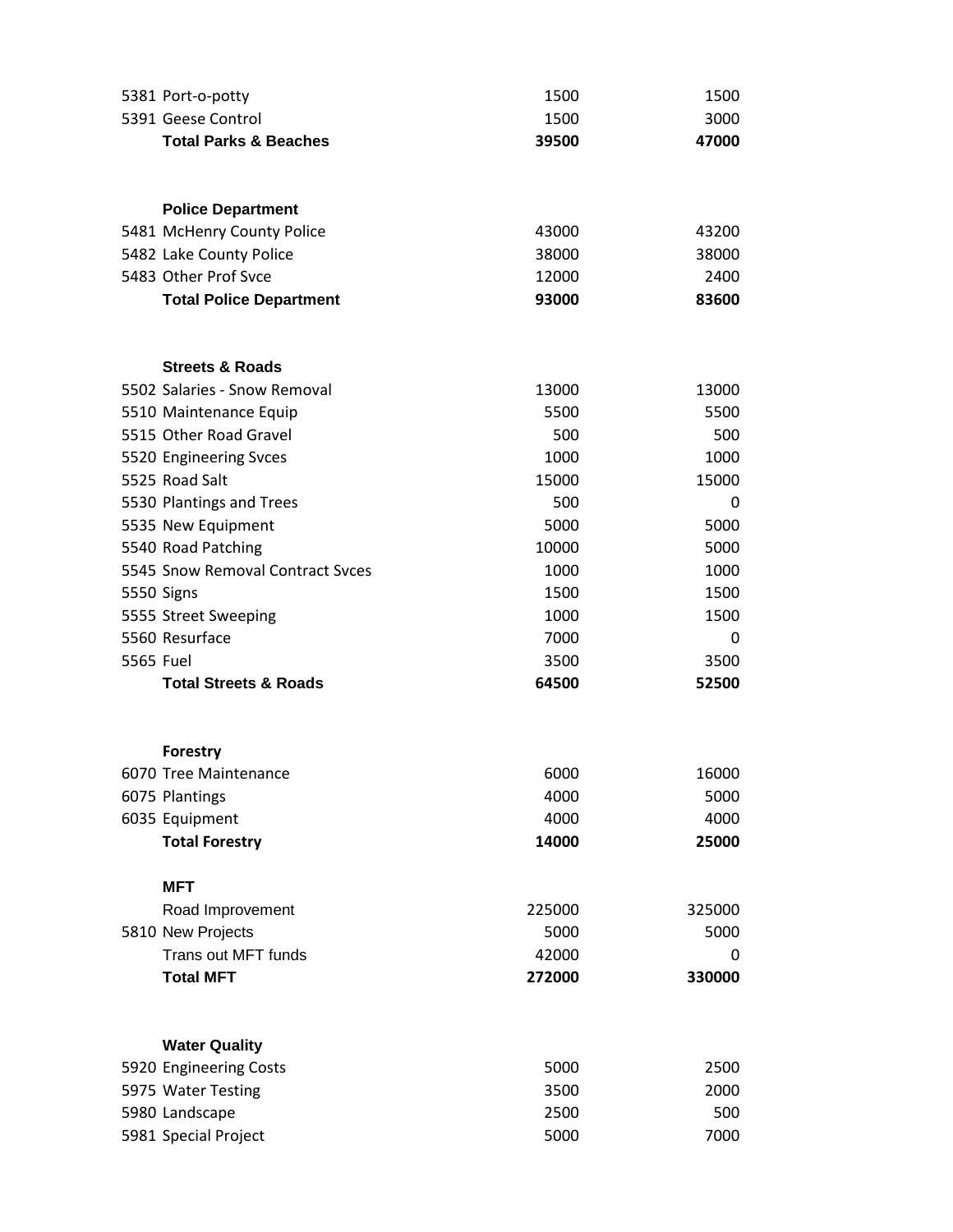| Code | Item | | |
|---|---|---|---|
| 5381 | Port-o-potty | 1500 | 1500 |
| 5391 | Geese Control | 1500 | 3000 |
| | **Total Parks & Beaches** | **39500** | **47000** |
| | | | |
| | **Police Department** | | |
| 5481 | McHenry County Police | 43000 | 43200 |
| 5482 | Lake County Police | 38000 | 38000 |
| 5483 | Other Prof Svce | 12000 | 2400 |
| | **Total Police Department** | **93000** | **83600** |
| | | | |
| | **Streets & Roads** | | |
| 5502 | Salaries - Snow Removal | 13000 | 13000 |
| 5510 | Maintenance Equip | 5500 | 5500 |
| 5515 | Other Road Gravel | 500 | 500 |
| 5520 | Engineering Svces | 1000 | 1000 |
| 5525 | Road Salt | 15000 | 15000 |
| 5530 | Plantings and Trees | 500 | 0 |
| 5535 | New Equipment | 5000 | 5000 |
| 5540 | Road Patching | 10000 | 5000 |
| 5545 | Snow Removal Contract Svces | 1000 | 1000 |
| 5550 | Signs | 1500 | 1500 |
| 5555 | Street Sweeping | 1000 | 1500 |
| 5560 | Resurface | 7000 | 0 |
| 5565 | Fuel | 3500 | 3500 |
| | **Total Streets & Roads** | **64500** | **52500** |
| | | | |
| | **Forestry** | | |
| 6070 | Tree Maintenance | 6000 | 16000 |
| 6075 | Plantings | 4000 | 5000 |
| 6035 | Equipment | 4000 | 4000 |
| | **Total Forestry** | **14000** | **25000** |
| | | | |
| | **MFT** | | |
| | Road Improvement | 225000 | 325000 |
| 5810 | New Projects | 5000 | 5000 |
| | Trans out MFT funds | 42000 | 0 |
| | **Total MFT** | **272000** | **330000** |
| | | | |
| | **Water Quality** | | |
| 5920 | Engineering Costs | 5000 | 2500 |
| 5975 | Water Testing | 3500 | 2000 |
| 5980 | Landscape | 2500 | 500 |
| 5981 | Special Project | 5000 | 7000 |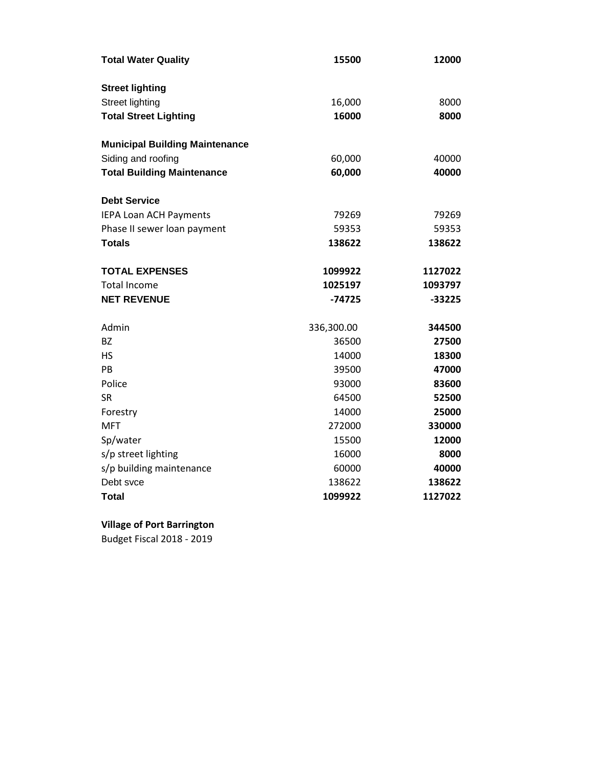| | | |
|---|---|---|
| **Total Water Quality** | **15500** | **12000** |
| | | |
| **Street lighting** | | |
| Street lighting | 16,000 | 8000 |
| **Total Street Lighting** | **16000** | **8000** |
| | | |
| **Municipal Building Maintenance** | | |
| Siding and roofing | 60,000 | 40000 |
| **Total Building Maintenance** | **60,000** | **40000** |
| | | |
| **Debt Service** | | |
| IEPA Loan ACH Payments | 79269 | 79269 |
| Phase II sewer loan payment | 59353 | 59353 |
| **Totals** | **138622** | **138622** |
| | | |
| **TOTAL EXPENSES** | **1099922** | **1127022** |
| Total Income | **1025197** | **1093797** |
| **NET REVENUE** | **-74725** | **-33225** |
| | | |
| Admin | 336,300.00 | **344500** |
| BZ | 36500 | **27500** |
| HS | 14000 | **18300** |
| PB | 39500 | **47000** |
| Police | 93000 | **83600** |
| SR | 64500 | **52500** |
| Forestry | 14000 | **25000** |
| MFT | 272000 | **330000** |
| Sp/water | 15500 | **12000** |
| s/p street lighting | 16000 | **8000** |
| s/p building maintenance | 60000 | **40000** |
| Debt svce | 138622 | **138622** |
| **Total** | **1099922** | **1127022** |

**Village of Port Barrington**
Budget Fiscal 2018 - 2019